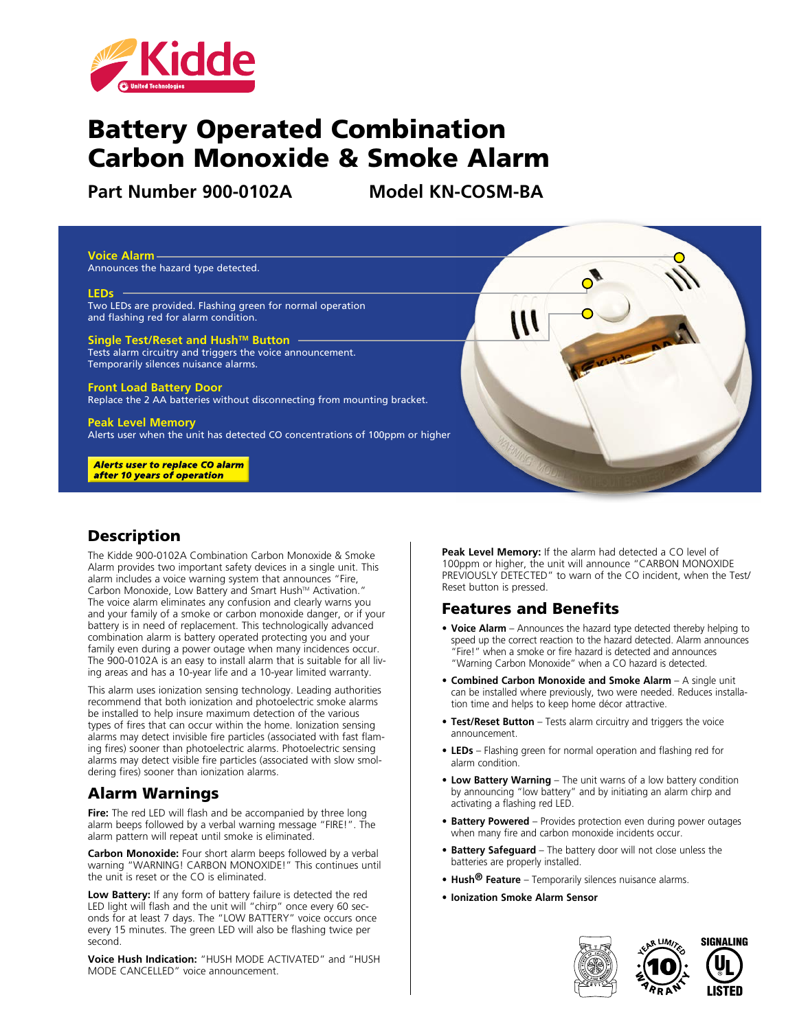# Battery Operated Combination Carbon Monoxide & Smoke Alarm

**Part Number 900-0102A** **Model KN-COSM-BA**

**Voice Alarm**
Announces the hazard type detected.

**LEDs**
Two LEDs are provided. Flashing green for normal operation and flashing red for alarm condition.

**Single Test/Reset and Hush™ Button**
Tests alarm circuitry and triggers the voice announcement. Temporarily silences nuisance alarms.

**Front Load Battery Door**
Replace the 2 AA batteries without disconnecting from mounting bracket.

**Peak Level Memory**
Alerts user when the unit has detected CO concentrations of 100ppm or higher

***Alerts user to replace CO alarm after 10 years of operation***

## Description

The Kidde 900-0102A Combination Carbon Monoxide & Smoke Alarm provides two important safety devices in a single unit. This alarm includes a voice warning system that announces "Fire, Carbon Monoxide, Low Battery and Smart Hush™ Activation." The voice alarm eliminates any confusion and clearly warns you and your family of a smoke or carbon monoxide danger, or if your battery is in need of replacement. This technologically advanced combination alarm is battery operated protecting you and your family even during a power outage when many incidences occur. The 900-0102A is an easy to install alarm that is suitable for all living areas and has a 10-year life and a 10-year limited warranty.

This alarm uses ionization sensing technology. Leading authorities recommend that both ionization and photoelectric smoke alarms be installed to help insure maximum detection of the various types of fires that can occur within the home. Ionization sensing alarms may detect invisible fire particles (associated with fast flaming fires) sooner than photoelectric alarms. Photoelectric sensing alarms may detect visible fire particles (associated with slow smoldering fires) sooner than ionization alarms.

## Alarm Warnings

**Fire:** The red LED will flash and be accompanied by three long alarm beeps followed by a verbal warning message "FIRE!". The alarm pattern will repeat until smoke is eliminated.

**Carbon Monoxide:** Four short alarm beeps followed by a verbal warning "WARNING! CARBON MONOXIDE!" This continues until the unit is reset or the CO is eliminated.

**Low Battery:** If any form of battery failure is detected the red LED light will flash and the unit will "chirp" once every 60 seconds for at least 7 days. The "LOW BATTERY" voice occurs once every 15 minutes. The green LED will also be flashing twice per second.

**Voice Hush Indication:** "HUSH MODE ACTIVATED" and "HUSH MODE CANCELLED" voice announcement.

**Peak Level Memory:** If the alarm had detected a CO level of 100ppm or higher, the unit will announce "CARBON MONOXIDE PREVIOUSLY DETECTED" to warn of the CO incident, when the Test/Reset button is pressed.

## Features and Benefits

- **Voice Alarm** – Announces the hazard type detected thereby helping to speed up the correct reaction to the hazard detected. Alarm announces "Fire!" when a smoke or fire hazard is detected and announces "Warning Carbon Monoxide" when a CO hazard is detected.
- **Combined Carbon Monoxide and Smoke Alarm** – A single unit can be installed where previously, two were needed. Reduces installation time and helps to keep home décor attractive.
- **Test/Reset Button** – Tests alarm circuitry and triggers the voice announcement.
- **LEDs** – Flashing green for normal operation and flashing red for alarm condition.
- **Low Battery Warning** – The unit warns of a low battery condition by announcing "low battery" and by initiating an alarm chirp and activating a flashing red LED.
- **Battery Powered** – Provides protection even during power outages when many fire and carbon monoxide incidents occur.
- **Battery Safeguard** – The battery door will not close unless the batteries are properly installed.
- **Hush® Feature** – Temporarily silences nuisance alarms.
- **Ionization Smoke Alarm Sensor**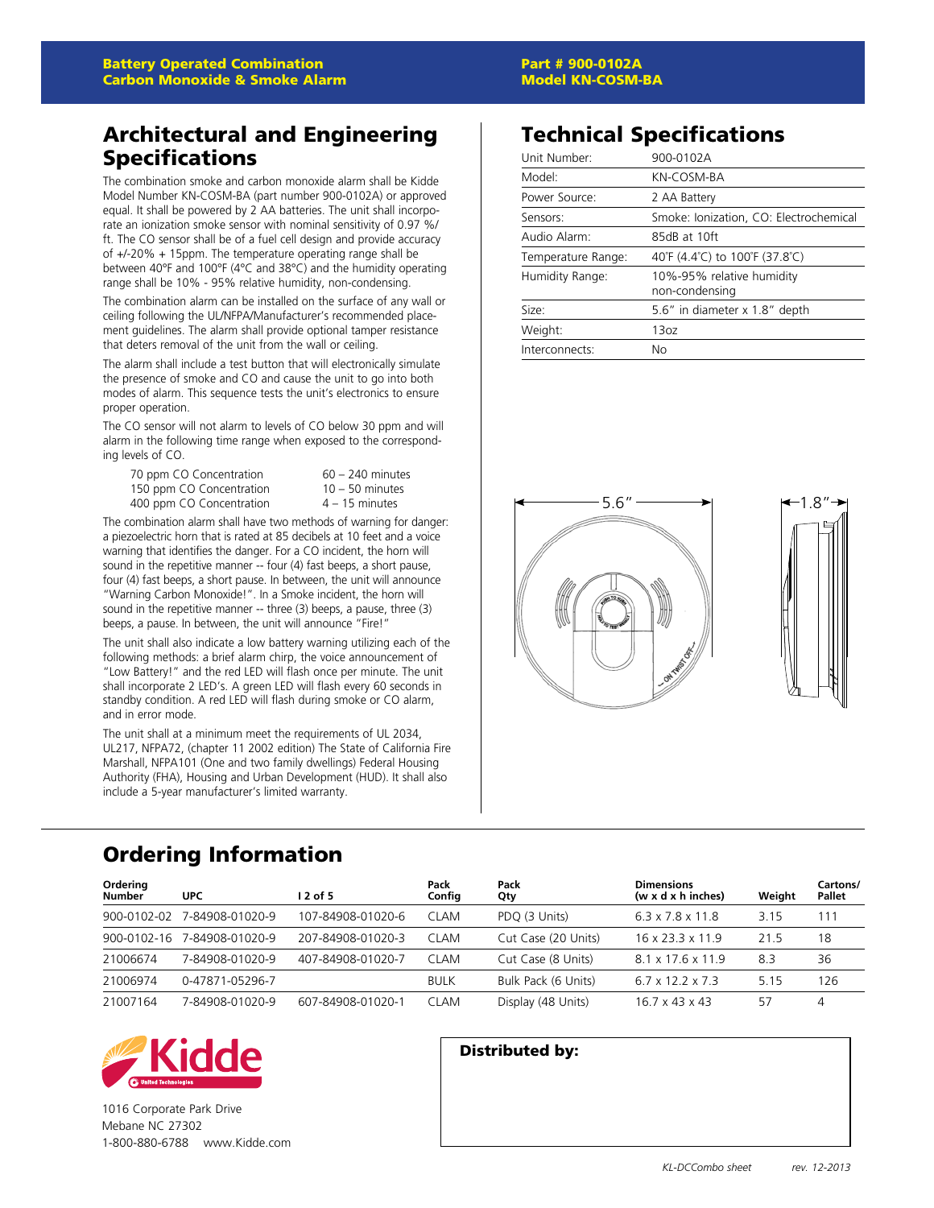**Battery Operated Combination Carbon Monoxide & Smoke Alarm**

**Part # 900-0102A**
**Model KN-COSM-BA**

# Architectural and Engineering Specifications

The combination smoke and carbon monoxide alarm shall be Kidde Model Number KN-COSM-BA (part number 900-0102A) or approved equal. It shall be powered by 2 AA batteries. The unit shall incorporate an ionization smoke sensor with nominal sensitivity of 0.97 %/ft. The CO sensor shall be of a fuel cell design and provide accuracy of +/-20% + 15ppm. The temperature operating range shall be between 40°F and 100°F (4°C and 38°C) and the humidity operating range shall be 10% - 95% relative humidity, non-condensing.

The combination alarm can be installed on the surface of any wall or ceiling following the UL/NFPA/Manufacturer's recommended placement guidelines. The alarm shall provide optional tamper resistance that deters removal of the unit from the wall or ceiling.

The alarm shall include a test button that will electronically simulate the presence of smoke and CO and cause the unit to go into both modes of alarm. This sequence tests the unit's electronics to ensure proper operation.

The CO sensor will not alarm to levels of CO below 30 ppm and will alarm in the following time range when exposed to the corresponding levels of CO.

| | |
|---|---|
| 70 ppm CO Concentration | 60 – 240 minutes |
| 150 ppm CO Concentration | 10 – 50 minutes |
| 400 ppm CO Concentration | 4 – 15 minutes |

The combination alarm shall have two methods of warning for danger: a piezoelectric horn that is rated at 85 decibels at 10 feet and a voice warning that identifies the danger. For a CO incident, the horn will sound in the repetitive manner -- four (4) fast beeps, a short pause, four (4) fast beeps, a short pause. In between, the unit will announce "Warning Carbon Monoxide!". In a Smoke incident, the horn will sound in the repetitive manner -- three (3) beeps, a pause, three (3) beeps, a pause. In between, the unit will announce "Fire!"

The unit shall also indicate a low battery warning utilizing each of the following methods: a brief alarm chirp, the voice announcement of "Low Battery!" and the red LED will flash once per minute. The unit shall incorporate 2 LED's. A green LED will flash every 60 seconds in standby condition. A red LED will flash during smoke or CO alarm, and in error mode.

The unit shall at a minimum meet the requirements of UL 2034, UL217, NFPA72, (chapter 11 2002 edition) The State of California Fire Marshall, NFPA101 (One and two family dwellings) Federal Housing Authority (FHA), Housing and Urban Development (HUD). It shall also include a 5-year manufacturer's limited warranty.

# Technical Specifications

| | |
|---|---|
| Unit Number: | 900-0102A |
| Model: | KN-COSM-BA |
| Power Source: | 2 AA Battery |
| Sensors: | Smoke: Ionization, CO: Electrochemical |
| Audio Alarm: | 85dB at 10ft |
| Temperature Range: | 40˚F (4.4˚C) to 100˚F (37.8˚C) |
| Humidity Range: | 10%-95% relative humidity non-condensing |
| Size: | 5.6" in diameter x 1.8" depth |
| Weight: | 13oz |
| Interconnects: | No |

5.6"

1.8"

# Ordering Information

| Ordering Number | UPC | I 2 of 5 | Pack Config | Pack Qty | Dimensions (w x d x h inches) | Weight | Cartons/ Pallet |
|---|---|---|---|---|---|---|---|
| 900-0102-02 | 7-84908-01020-9 | 107-84908-01020-6 | CLAM | PDQ (3 Units) | 6.3 x 7.8 x 11.8 | 3.15 | 111 |
| 900-0102-16 | 7-84908-01020-9 | 207-84908-01020-3 | CLAM | Cut Case (20 Units) | 16 x 23.3 x 11.9 | 21.5 | 18 |
| 21006674 | 7-84908-01020-9 | 407-84908-01020-7 | CLAM | Cut Case (8 Units) | 8.1 x 17.6 x 11.9 | 8.3 | 36 |
| 21006974 | 0-47871-05296-7 | | BULK | Bulk Pack (6 Units) | 6.7 x 12.2 x 7.3 | 5.15 | 126 |
| 21007164 | 7-84908-01020-9 | 607-84908-01020-1 | CLAM | Display (48 Units) | 16.7 x 43 x 43 | 57 | 4 |

Kidde

1016 Corporate Park Drive
Mebane NC 27302
1-800-880-6788 www.Kidde.com

**Distributed by:**

*KL-DCCombo sheet* *rev. 12-2013*